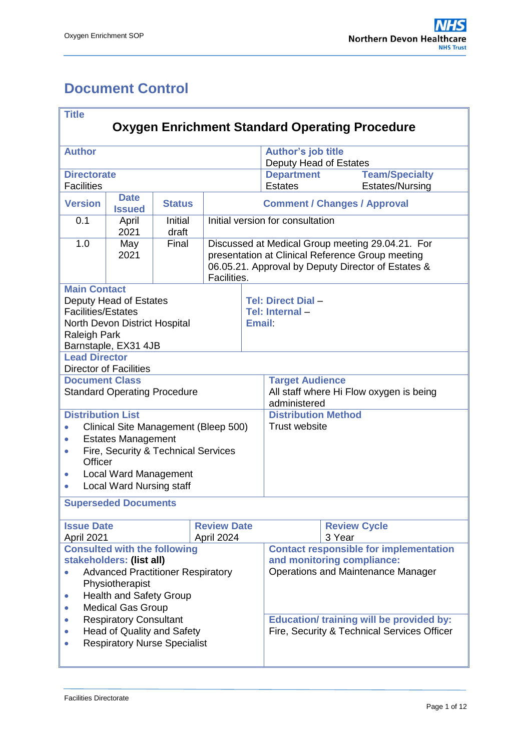# Document Control

| **Title** | | | | |
|---|---|---|---|---|
| **Oxygen Enrichment Standard Operating Procedure** | | | | |
| **Author** | | | **Author's job title**<br>Deputy Head of Estates | |
| **Directorate**<br>Facilities | | | **Department**<br>Estates | **Team/Specialty**<br>Estates/Nursing |
| **Version** | **Date Issued** | **Status** | **Comment / Changes / Approval** | |
| 0.1 | April 2021 | Initial draft | Initial version for consultation | |
| 1.0 | May 2021 | Final | Discussed at Medical Group meeting 29.04.21. For presentation at Clinical Reference Group meeting 06.05.21. Approval by Deputy Director of Estates & Facilities. | |
| **Main Contact**<br>Deputy Head of Estates<br>Facilities/Estates<br>North Devon District Hospital<br>Raleigh Park<br>Barnstaple, EX31 4JB | | | **Tel: Direct Dial** –<br>**Tel: Internal** –<br>**Email**: | |
| **Lead Director**<br>Director of Facilities | | | | |
| **Document Class**<br>Standard Operating Procedure | | | **Target Audience**<br>All staff where Hi Flow oxygen is being administered | |
| **Distribution List**<br>• Clinical Site Management (Bleep 500)<br>• Estates Management<br>• Fire, Security & Technical Services Officer<br>• Local Ward Management<br>• Local Ward Nursing staff | | | **Distribution Method**<br>Trust website | |
| **Superseded Documents** | | | | |
| **Issue Date**<br>April 2021 | | **Review Date**<br>April 2024 | | **Review Cycle**<br>3 Year |
| **Consulted with the following stakeholders: (list all)**<br>• Advanced Practitioner Respiratory Physiotherapist<br>• Health and Safety Group<br>• Medical Gas Group<br>• Respiratory Consultant<br>• Head of Quality and Safety<br>• Respiratory Nurse Specialist | | | **Contact responsible for implementation and monitoring compliance:**<br>Operations and Maintenance Manager<br><br>**Education/ training will be provided by:**<br>Fire, Security & Technical Services Officer | |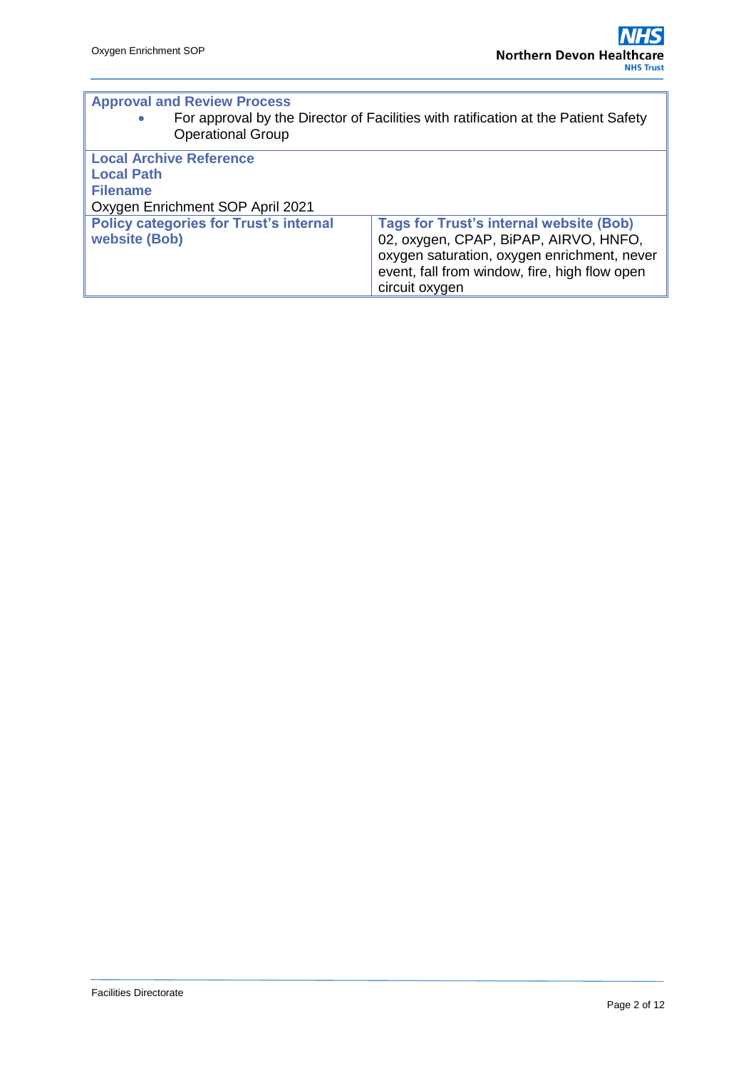| **Approval and Review Process** | |
|---|---|
| • For approval by the Director of Facilities with ratification at the Patient Safety Operational Group | |
| **Local Archive Reference**<br>**Local Path**<br>**Filename**<br>Oxygen Enrichment SOP April 2021 | |
| **Policy categories for Trust's internal website (Bob)** | **Tags for Trust's internal website (Bob)**<br>02, oxygen, CPAP, BiPAP, AIRVO, HNFO, oxygen saturation, oxygen enrichment, never event, fall from window, fire, high flow open circuit oxygen |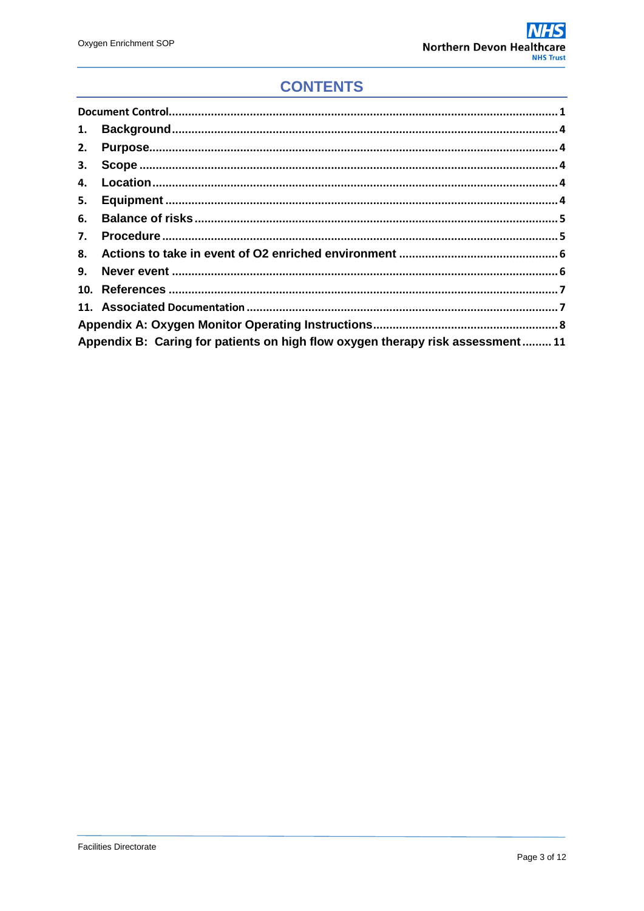# CONTENTS

Document Control....................................................................................................................1

1. Background....................................................................................................................4
2. Purpose..........................................................................................................................4
3. Scope..............................................................................................................................4
4. Location..........................................................................................................................4
5. Equipment......................................................................................................................4
6. Balance of risks..............................................................................................................5
7. Procedure.......................................................................................................................5
8. Actions to take in event of O2 enriched environment..................................................6
9. Never event....................................................................................................................6
10. References.....................................................................................................................7
11. Associated Documentation..........................................................................................7

Appendix A: Oxygen Monitor Operating Instructions.......................................................8

Appendix B: Caring for patients on high flow oxygen therapy risk assessment.........11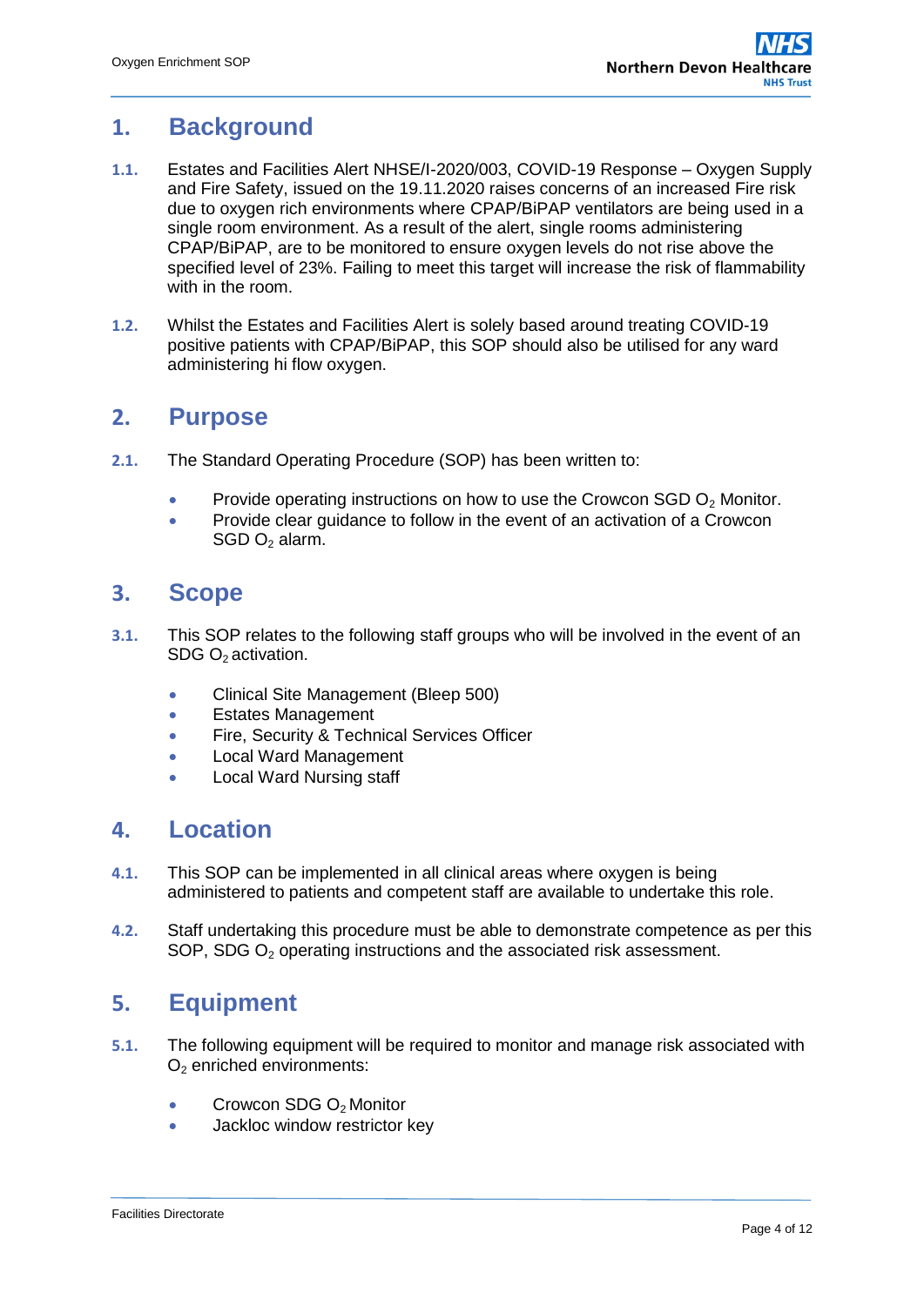## 1. Background

**1.1.** Estates and Facilities Alert NHSE/I-2020/003, COVID-19 Response – Oxygen Supply and Fire Safety, issued on the 19.11.2020 raises concerns of an increased Fire risk due to oxygen rich environments where CPAP/BiPAP ventilators are being used in a single room environment. As a result of the alert, single rooms administering CPAP/BiPAP, are to be monitored to ensure oxygen levels do not rise above the specified level of 23%. Failing to meet this target will increase the risk of flammability with in the room.

**1.2.** Whilst the Estates and Facilities Alert is solely based around treating COVID-19 positive patients with CPAP/BiPAP, this SOP should also be utilised for any ward administering hi flow oxygen.

## 2. Purpose

**2.1.** The Standard Operating Procedure (SOP) has been written to:

- Provide operating instructions on how to use the Crowcon SGD $O_2$ Monitor.
- Provide clear guidance to follow in the event of an activation of a Crowcon SGD $O_2$ alarm.

## 3. Scope

**3.1.** This SOP relates to the following staff groups who will be involved in the event of an SDG $O_2$ activation.

- Clinical Site Management (Bleep 500)
- Estates Management
- Fire, Security & Technical Services Officer
- Local Ward Management
- Local Ward Nursing staff

## 4. Location

**4.1.** This SOP can be implemented in all clinical areas where oxygen is being administered to patients and competent staff are available to undertake this role.

**4.2.** Staff undertaking this procedure must be able to demonstrate competence as per this SOP, SDG $O_2$ operating instructions and the associated risk assessment.

## 5. Equipment

**5.1.** The following equipment will be required to monitor and manage risk associated with $O_2$ enriched environments:

- Crowcon SDG $O_2$ Monitor
- Jackloc window restrictor key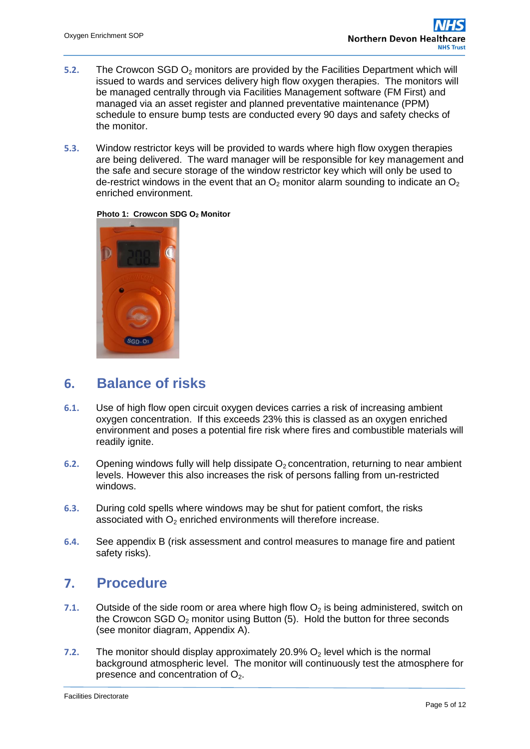**5.2.** The Crowcon SGD $O_2$ monitors are provided by the Facilities Department which will issued to wards and services delivery high flow oxygen therapies. The monitors will be managed centrally through via Facilities Management software (FM First) and managed via an asset register and planned preventative maintenance (PPM) schedule to ensure bump tests are conducted every 90 days and safety checks of the monitor.

**5.3.** Window restrictor keys will be provided to wards where high flow oxygen therapies are being delivered. The ward manager will be responsible for key management and the safe and secure storage of the window restrictor key which will only be used to de-restrict windows in the event that an $O_2$ monitor alarm sounding to indicate an $O_2$ enriched environment.

**Photo 1: Crowcon SDG $O_2$ Monitor**

## 6. Balance of risks

**6.1.** Use of high flow open circuit oxygen devices carries a risk of increasing ambient oxygen concentration. If this exceeds 23% this is classed as an oxygen enriched environment and poses a potential fire risk where fires and combustible materials will readily ignite.

**6.2.** Opening windows fully will help dissipate $O_2$ concentration, returning to near ambient levels. However this also increases the risk of persons falling from un-restricted windows.

**6.3.** During cold spells where windows may be shut for patient comfort, the risks associated with $O_2$ enriched environments will therefore increase.

**6.4.** See appendix B (risk assessment and control measures to manage fire and patient safety risks).

## 7. Procedure

**7.1.** Outside of the side room or area where high flow $O_2$ is being administered, switch on the Crowcon SGD $O_2$ monitor using Button (5). Hold the button for three seconds (see monitor diagram, Appendix A).

**7.2.** The monitor should display approximately 20.9% $O_2$ level which is the normal background atmospheric level. The monitor will continuously test the atmosphere for presence and concentration of $O_2$.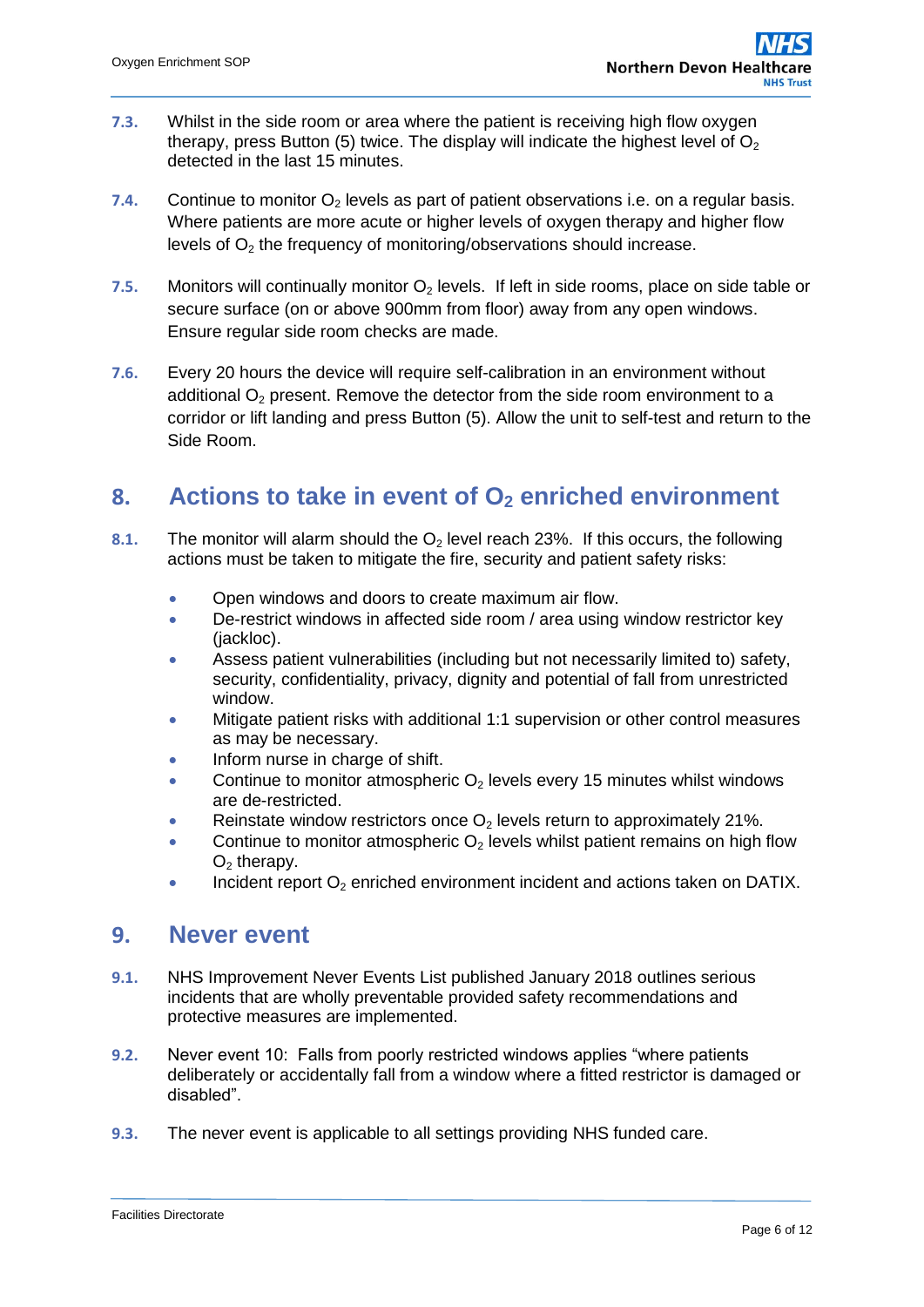**7.3.** Whilst in the side room or area where the patient is receiving high flow oxygen therapy, press Button (5) twice. The display will indicate the highest level of $O_2$ detected in the last 15 minutes.

**7.4.** Continue to monitor $O_2$ levels as part of patient observations i.e. on a regular basis. Where patients are more acute or higher levels of oxygen therapy and higher flow levels of $O_2$ the frequency of monitoring/observations should increase.

**7.5.** Monitors will continually monitor $O_2$ levels. If left in side rooms, place on side table or secure surface (on or above 900mm from floor) away from any open windows. Ensure regular side room checks are made.

**7.6.** Every 20 hours the device will require self-calibration in an environment without additional $O_2$ present. Remove the detector from the side room environment to a corridor or lift landing and press Button (5). Allow the unit to self-test and return to the Side Room.

## 8. Actions to take in event of $O_2$ enriched environment

**8.1.** The monitor will alarm should the $O_2$ level reach 23%. If this occurs, the following actions must be taken to mitigate the fire, security and patient safety risks:

- Open windows and doors to create maximum air flow.
- De-restrict windows in affected side room / area using window restrictor key (jackloc).
- Assess patient vulnerabilities (including but not necessarily limited to) safety, security, confidentiality, privacy, dignity and potential of fall from unrestricted window.
- Mitigate patient risks with additional 1:1 supervision or other control measures as may be necessary.
- Inform nurse in charge of shift.
- Continue to monitor atmospheric $O_2$ levels every 15 minutes whilst windows are de-restricted.
- Reinstate window restrictors once $O_2$ levels return to approximately 21%.
- Continue to monitor atmospheric $O_2$ levels whilst patient remains on high flow $O_2$ therapy.
- Incident report $O_2$ enriched environment incident and actions taken on DATIX.

## 9. Never event

**9.1.** NHS Improvement Never Events List published January 2018 outlines serious incidents that are wholly preventable provided safety recommendations and protective measures are implemented.

**9.2.** Never event 10: Falls from poorly restricted windows applies "where patients deliberately or accidentally fall from a window where a fitted restrictor is damaged or disabled".

**9.3.** The never event is applicable to all settings providing NHS funded care.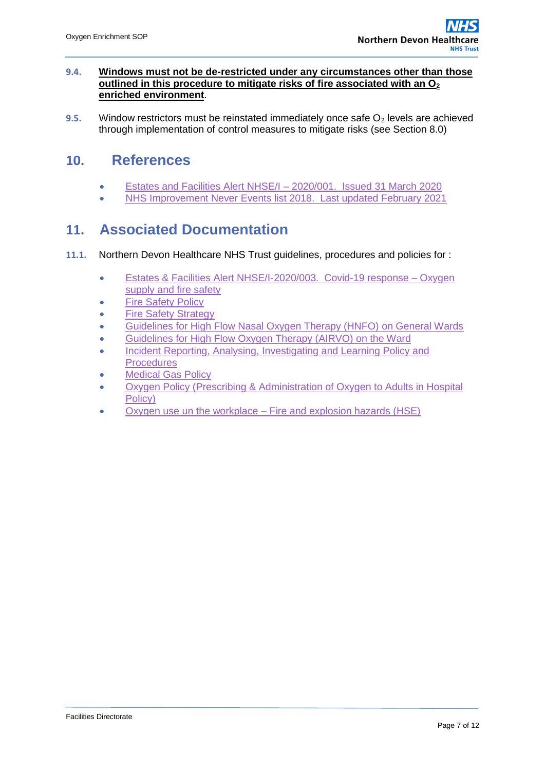**9.4.** **Windows must not be de-restricted under any circumstances other than those outlined in this procedure to mitigate risks of fire associated with an $O_2$ enriched environment**.

**9.5.** Window restrictors must be reinstated immediately once safe $O_2$ levels are achieved through implementation of control measures to mitigate risks (see Section 8.0)

## 10. References

- Estates and Facilities Alert NHSE/I – 2020/001. Issued 31 March 2020
- NHS Improvement Never Events list 2018. Last updated February 2021

## 11. Associated Documentation

**11.1.** Northern Devon Healthcare NHS Trust guidelines, procedures and policies for :

- Estates & Facilities Alert NHSE/I-2020/003. Covid-19 response – Oxygen supply and fire safety
- Fire Safety Policy
- Fire Safety Strategy
- Guidelines for High Flow Nasal Oxygen Therapy (HNFO) on General Wards
- Guidelines for High Flow Oxygen Therapy (AIRVO) on the Ward
- Incident Reporting, Analysing, Investigating and Learning Policy and Procedures
- Medical Gas Policy
- Oxygen Policy (Prescribing & Administration of Oxygen to Adults in Hospital Policy)
- Oxygen use un the workplace – Fire and explosion hazards (HSE)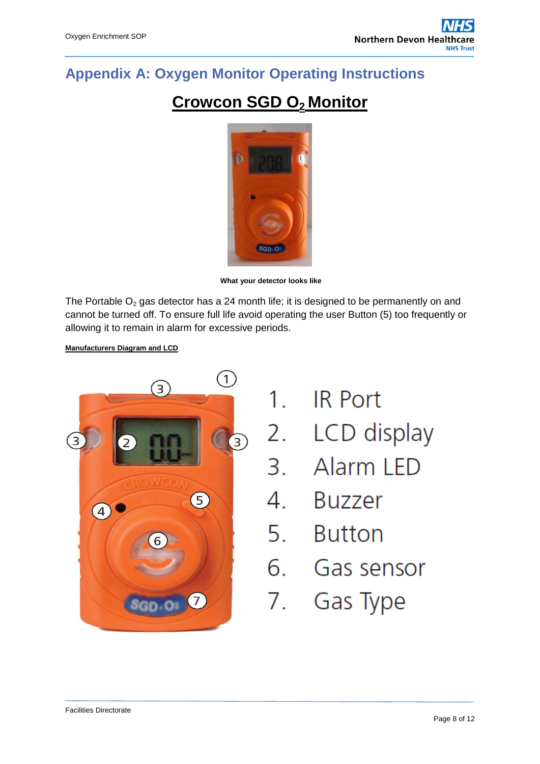# Appendix A: Oxygen Monitor Operating Instructions

## Crowcon SGD $O_2$ Monitor

What your detector looks like

The Portable $O_2$ gas detector has a 24 month life; it is designed to be permanently on and cannot be turned off. To ensure full life avoid operating the user Button (5) too frequently or allowing it to remain in alarm for excessive periods.

**Manufacturers Diagram and LCD**

1. IR Port
2. LCD display
3. Alarm LED
4. Buzzer
5. Button
6. Gas sensor
7. Gas Type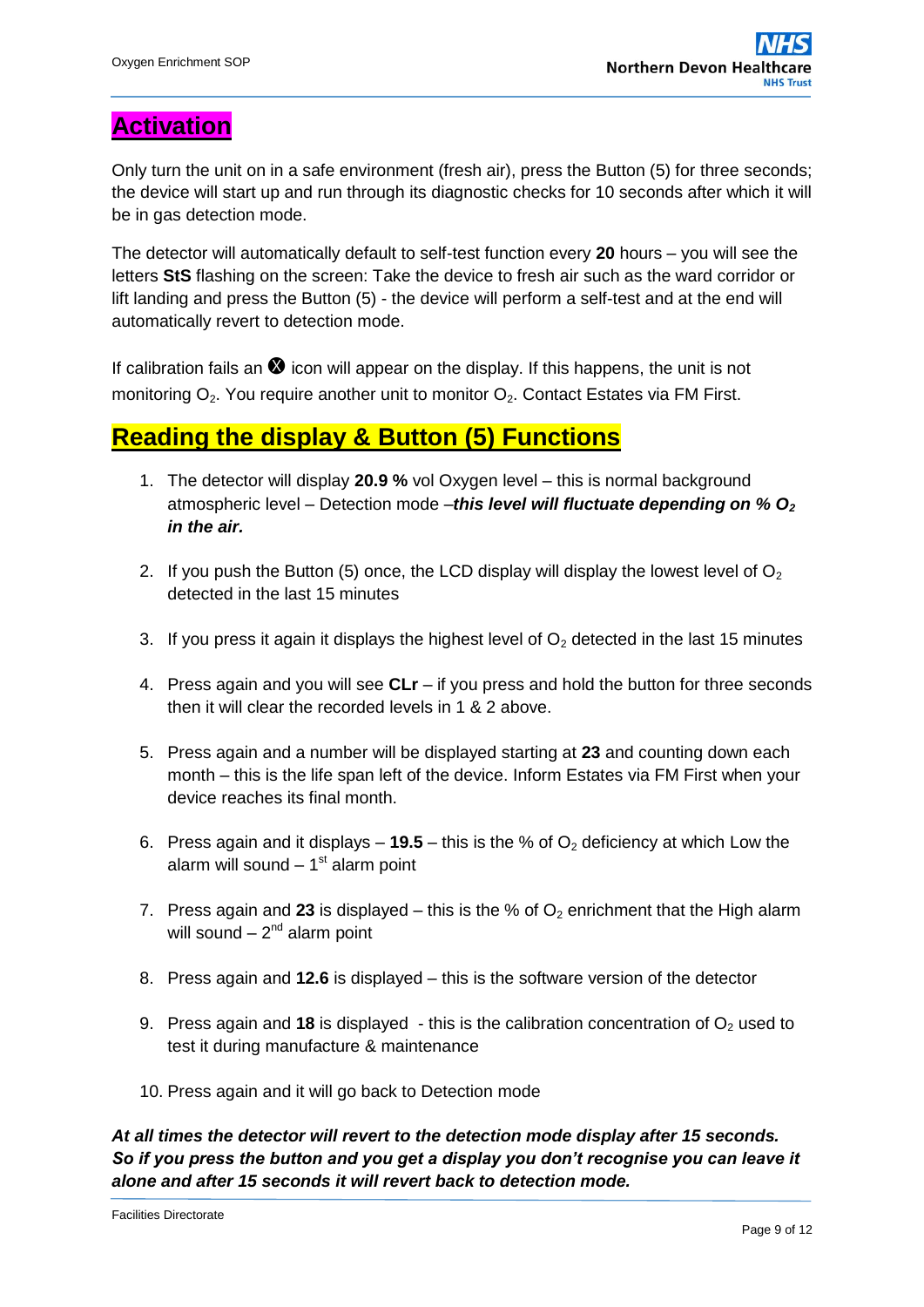## Activation

Only turn the unit on in a safe environment (fresh air), press the Button (5) for three seconds; the device will start up and run through its diagnostic checks for 10 seconds after which it will be in gas detection mode.

The detector will automatically default to self-test function every **20** hours – you will see the letters **StS** flashing on the screen: Take the device to fresh air such as the ward corridor or lift landing and press the Button (5) - the device will perform a self-test and at the end will automatically revert to detection mode.

If calibration fails an ❌ icon will appear on the display. If this happens, the unit is not monitoring $O_2$. You require another unit to monitor $O_2$. Contact Estates via FM First.

## Reading the display & Button (5) Functions

1. The detector will display **20.9 %** vol Oxygen level – this is normal background atmospheric level – Detection mode –***this level will fluctuate depending on % $O_2$ in the air.***

2. If you push the Button (5) once, the LCD display will display the lowest level of $O_2$ detected in the last 15 minutes

3. If you press it again it displays the highest level of $O_2$ detected in the last 15 minutes

4. Press again and you will see **CLr** – if you press and hold the button for three seconds then it will clear the recorded levels in 1 & 2 above.

5. Press again and a number will be displayed starting at **23** and counting down each month – this is the life span left of the device. Inform Estates via FM First when your device reaches its final month.

6. Press again and it displays – **19.5** – this is the % of $O_2$ deficiency at which Low the alarm will sound – 1st alarm point

7. Press again and **23** is displayed – this is the % of $O_2$ enrichment that the High alarm will sound – 2nd alarm point

8. Press again and **12.6** is displayed – this is the software version of the detector

9. Press again and **18** is displayed - this is the calibration concentration of $O_2$ used to test it during manufacture & maintenance

10. Press again and it will go back to Detection mode

***At all times the detector will revert to the detection mode display after 15 seconds. So if you press the button and you get a display you don't recognise you can leave it alone and after 15 seconds it will revert back to detection mode.***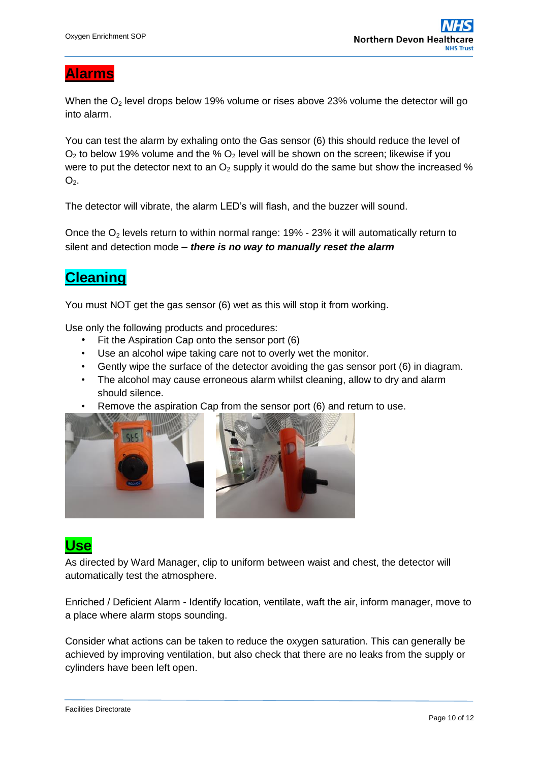## Alarms

When the $O_2$ level drops below 19% volume or rises above 23% volume the detector will go into alarm.

You can test the alarm by exhaling onto the Gas sensor (6) this should reduce the level of $O_2$ to below 19% volume and the % $O_2$ level will be shown on the screen; likewise if you were to put the detector next to an $O_2$ supply it would do the same but show the increased % $O_2$.

The detector will vibrate, the alarm LED's will flash, and the buzzer will sound.

Once the $O_2$ levels return to within normal range: 19% - 23% it will automatically return to silent and detection mode – ***there is no way to manually reset the alarm***

## Cleaning

You must NOT get the gas sensor (6) wet as this will stop it from working.

Use only the following products and procedures:

- Fit the Aspiration Cap onto the sensor port (6)
- Use an alcohol wipe taking care not to overly wet the monitor.
- Gently wipe the surface of the detector avoiding the gas sensor port (6) in diagram.
- The alcohol may cause erroneous alarm whilst cleaning, allow to dry and alarm should silence.
- Remove the aspiration Cap from the sensor port (6) and return to use.

## Use

As directed by Ward Manager, clip to uniform between waist and chest, the detector will automatically test the atmosphere.

Enriched / Deficient Alarm - Identify location, ventilate, waft the air, inform manager, move to a place where alarm stops sounding.

Consider what actions can be taken to reduce the oxygen saturation. This can generally be achieved by improving ventilation, but also check that there are no leaks from the supply or cylinders have been left open.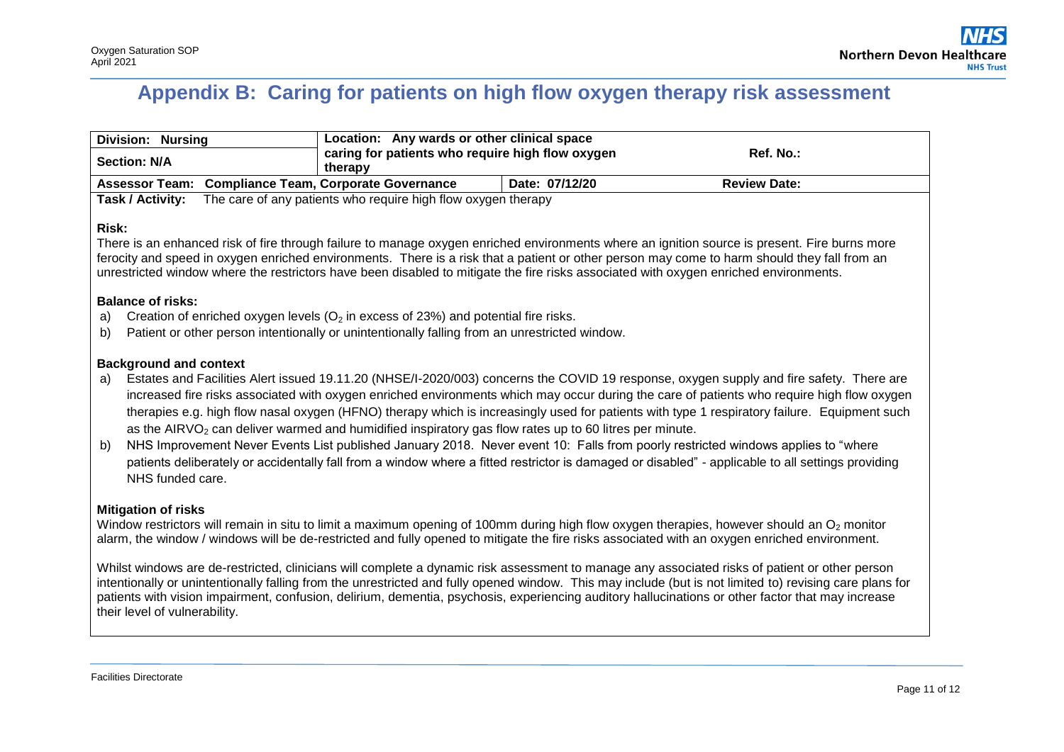## Appendix B: Caring for patients on high flow oxygen therapy risk assessment

| **Division: Nursing** | **Location: Any wards or other clinical space caring for patients who require high flow oxygen therapy** | | **Ref. No.:** |
|---|---|---|---|
| **Section: N/A** | | | |
| **Assessor Team: Compliance Team, Corporate Governance** | | **Date: 07/12/20** | **Review Date:** |

**Task / Activity:** The care of any patients who require high flow oxygen therapy

**Risk:**

There is an enhanced risk of fire through failure to manage oxygen enriched environments where an ignition source is present. Fire burns more ferocity and speed in oxygen enriched environments. There is a risk that a patient or other person may come to harm should they fall from an unrestricted window where the restrictors have been disabled to mitigate the fire risks associated with oxygen enriched environments.

**Balance of risks:**

a) Creation of enriched oxygen levels ($O_2$ in excess of 23%) and potential fire risks.
b) Patient or other person intentionally or unintentionally falling from an unrestricted window.

**Background and context**

a) Estates and Facilities Alert issued 19.11.20 (NHSE/I-2020/003) concerns the COVID 19 response, oxygen supply and fire safety. There are increased fire risks associated with oxygen enriched environments which may occur during the care of patients who require high flow oxygen therapies e.g. high flow nasal oxygen (HFNO) therapy which is increasingly used for patients with type 1 respiratory failure. Equipment such as the AIRVO$_2$ can deliver warmed and humidified inspiratory gas flow rates up to 60 litres per minute.
b) NHS Improvement Never Events List published January 2018. Never event 10: Falls from poorly restricted windows applies to "where patients deliberately or accidentally fall from a window where a fitted restrictor is damaged or disabled" - applicable to all settings providing NHS funded care.

**Mitigation of risks**

Window restrictors will remain in situ to limit a maximum opening of 100mm during high flow oxygen therapies, however should an $O_2$ monitor alarm, the window / windows will be de-restricted and fully opened to mitigate the fire risks associated with an oxygen enriched environment.

Whilst windows are de-restricted, clinicians will complete a dynamic risk assessment to manage any associated risks of patient or other person intentionally or unintentionally falling from the unrestricted and fully opened window. This may include (but is not limited to) revising care plans for patients with vision impairment, confusion, delirium, dementia, psychosis, experiencing auditory hallucinations or other factor that may increase their level of vulnerability.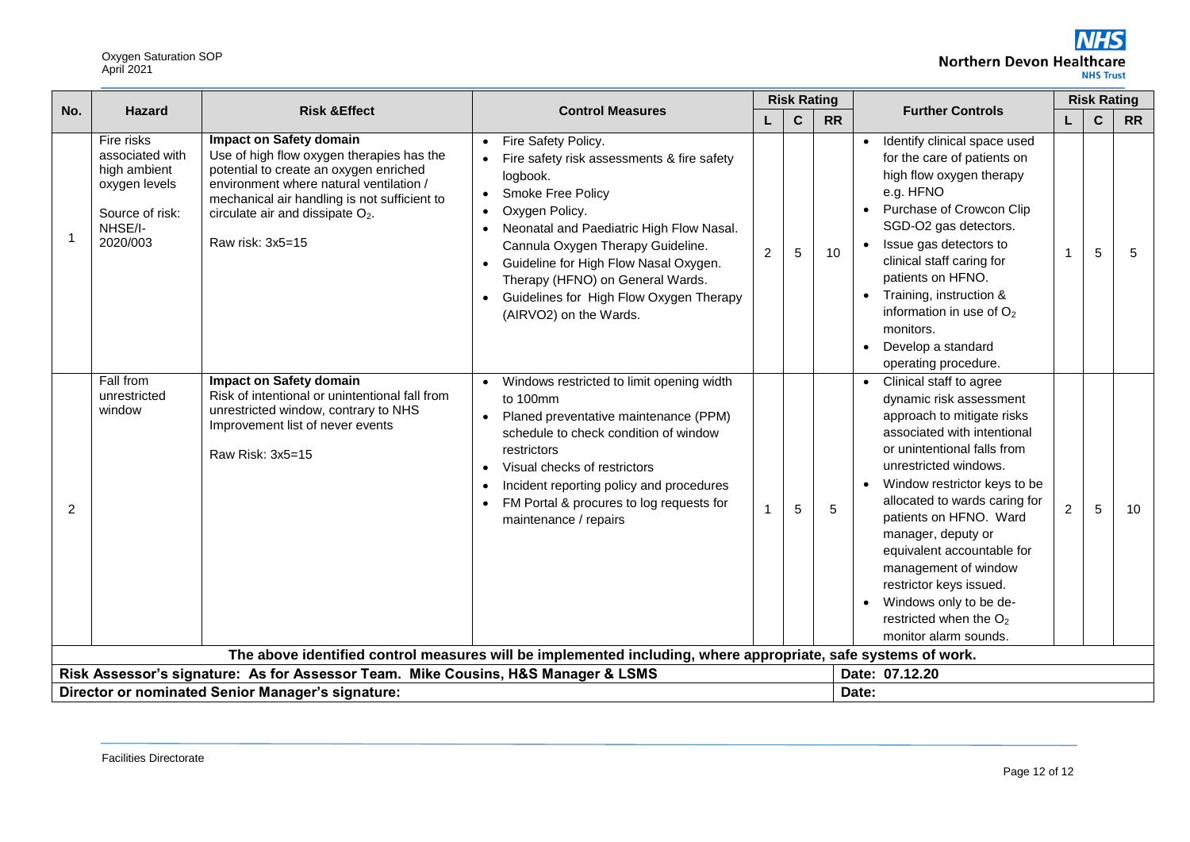| No. | Hazard | Risk &Effect | Control Measures | Risk Rating | | | Further Controls | Risk Rating | | |
|---|---|---|---|---|---|---|---|---|---|---|
| | | | | L | C | RR | | L | C | RR |
| 1 | Fire risks associated with high ambient oxygen levels<br><br>Source of risk: NHSE/I-2020/003 | **Impact on Safety domain**<br>Use of high flow oxygen therapies has the potential to create an oxygen enriched environment where natural ventilation / mechanical air handling is not sufficient to circulate air and dissipate $O_2$.<br><br>Raw risk: 3x5=15 | • Fire Safety Policy.<br>• Fire safety risk assessments & fire safety logbook.<br>• Smoke Free Policy<br>• Oxygen Policy.<br>• Neonatal and Paediatric High Flow Nasal. Cannula Oxygen Therapy Guideline.<br>• Guideline for High Flow Nasal Oxygen. Therapy (HFNO) on General Wards.<br>• Guidelines for High Flow Oxygen Therapy (AIRVO2) on the Wards. | 2 | 5 | 10 | • Identify clinical space used for the care of patients on high flow oxygen therapy e.g. HFNO<br>• Purchase of Crowcon Clip SGD-O2 gas detectors.<br>• Issue gas detectors to clinical staff caring for patients on HFNO.<br>• Training, instruction & information in use of $O_2$ monitors.<br>• Develop a standard operating procedure. | 1 | 5 | 5 |
| 2 | Fall from unrestricted window | **Impact on Safety domain**<br>Risk of intentional or unintentional fall from unrestricted window, contrary to NHS Improvement list of never events<br><br>Raw Risk: 3x5=15 | • Windows restricted to limit opening width to 100mm<br>• Planed preventative maintenance (PPM) schedule to check condition of window restrictors<br>• Visual checks of restrictors<br>• Incident reporting policy and procedures<br>• FM Portal & procures to log requests for maintenance / repairs | 1 | 5 | 5 | • Clinical staff to agree dynamic risk assessment approach to mitigate risks associated with intentional or unintentional falls from unrestricted windows.<br>• Window restrictor keys to be allocated to wards caring for patients on HFNO. Ward manager, deputy or equivalent accountable for management of window restrictor keys issued.<br>• Windows only to be de-restricted when the $O_2$ monitor alarm sounds. | 2 | 5 | 10 |

**The above identified control measures will be implemented including, where appropriate, safe systems of work.**

**Risk Assessor's signature: As for Assessor Team. Mike Cousins, H&S Manager & LSMS** — **Date: 07.12.20**

**Director or nominated Senior Manager's signature:** — **Date:**